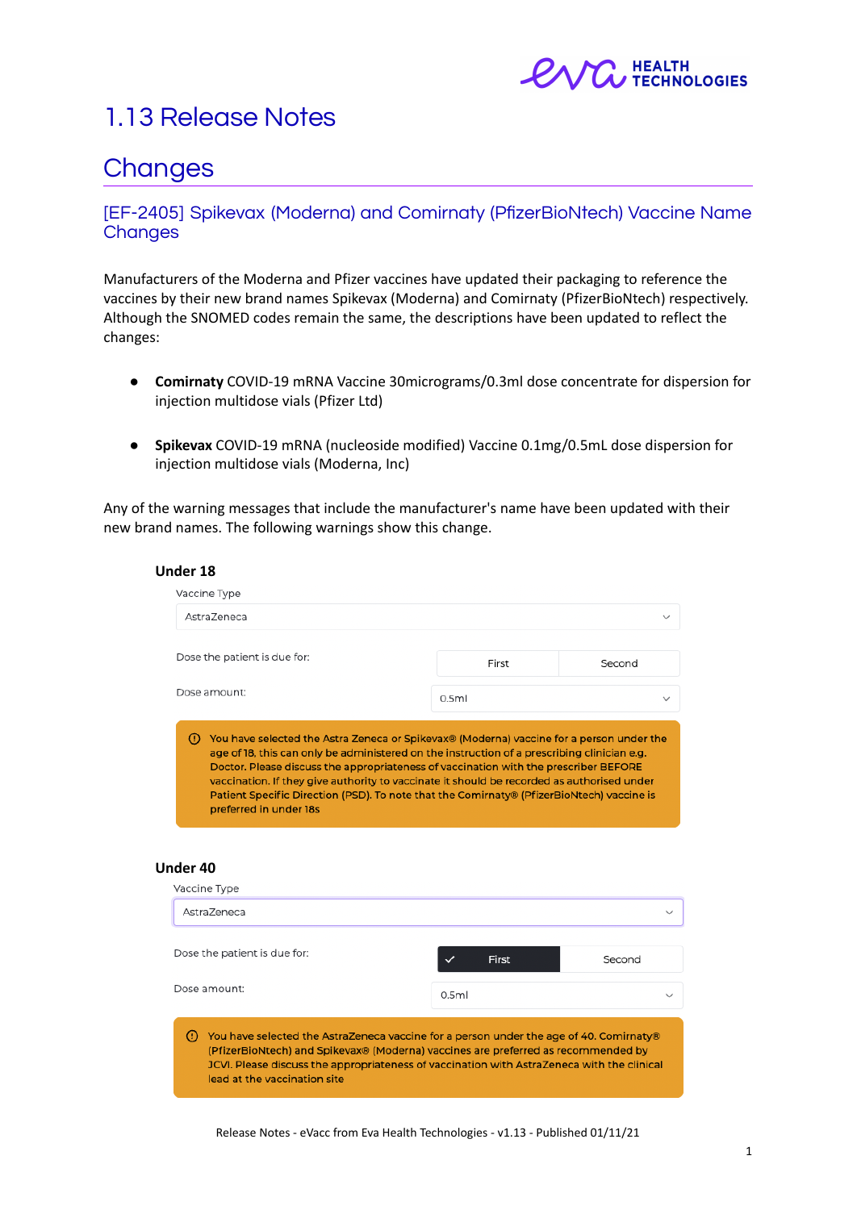# 1.13 Release Notes

## Changes

### [EF-2405] Spikevax (Moderna) and Comirnaty (PfizerBioNtech) Vaccine Name Changes

Manufacturers of the Moderna and Pfizer vaccines have updated their packaging to reference the vaccines by their new brand names Spikevax (Moderna) and Comirnaty (PfizerBioNtech) respectively. Although the SNOMED codes remain the same, the descriptions have been updated to reflect the changes:

- **Comirnaty** COVID-19 mRNA Vaccine 30micrograms/0.3ml dose concentrate for dispersion for injection multidose vials (Pfizer Ltd)
- **Spikevax** COVID-19 mRNA (nucleoside modified) Vaccine 0.1mg/0.5mL dose dispersion for injection multidose vials (Moderna, Inc)

Any of the warning messages that include the manufacturer's name have been updated with their new brand names. The following warnings show this change.

**Under 18**

Vaccine Type

AstraZeneca

Dose the patient is due for: First | Second

Dose amount: 0.5ml

You have selected the Astra Zeneca or Spikevax® (Moderna) vaccine for a person under the age of 18, this can only be administered on the instruction of a prescribing clinician e.g. Doctor. Please discuss the appropriateness of vaccination with the prescriber BEFORE vaccination. If they give authority to vaccinate it should be recorded as authorised under Patient Specific Direction (PSD). To note that the Comirnaty® (PfizerBioNtech) vaccine is preferred in under 18s

**Under 40**

Vaccine Type

AstraZeneca

Dose the patient is due for: ✓ First | Second

Dose amount: 0.5ml

You have selected the AstraZeneca vaccine for a person under the age of 40. Comirnaty® (PfizerBioNtech) and Spikevax® (Moderna) vaccines are preferred as recommended by JCVI. Please discuss the appropriateness of vaccination with AstraZeneca with the clinical lead at the vaccination site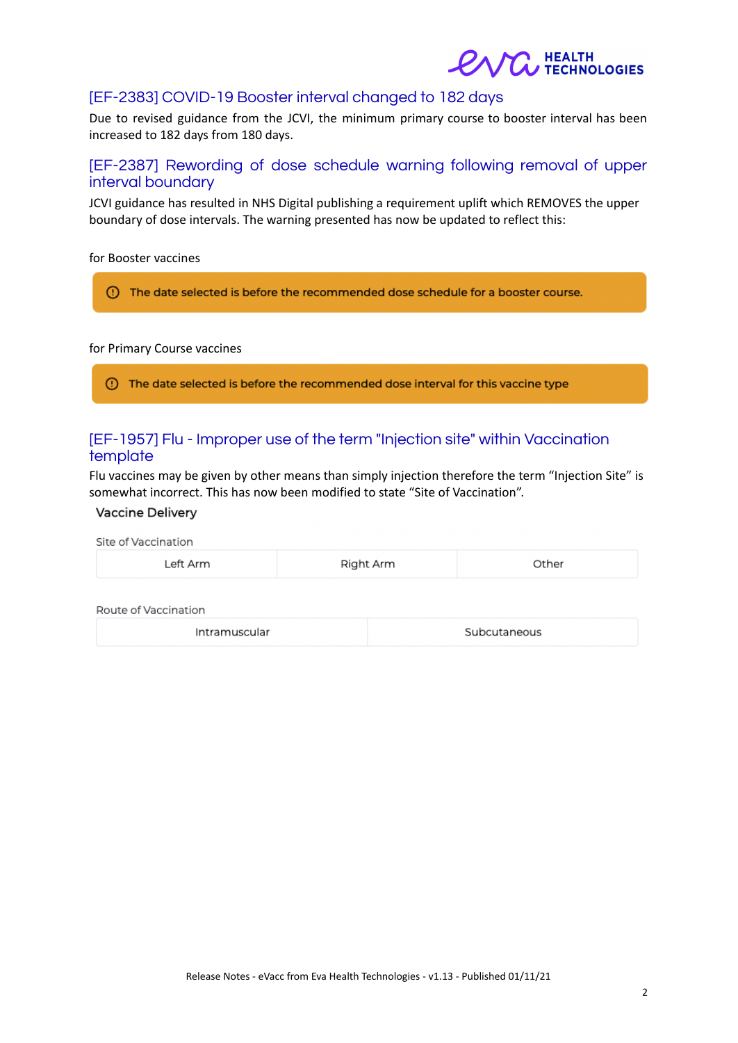## [EF-2383] COVID-19 Booster interval changed to 182 days

Due to revised guidance from the JCVI, the minimum primary course to booster interval has been increased to 182 days from 180 days.

## [EF-2387] Rewording of dose schedule warning following removal of upper interval boundary

JCVI guidance has resulted in NHS Digital publishing a requirement uplift which REMOVES the upper boundary of dose intervals. The warning presented has now be updated to reflect this:

for Booster vaccines

> ⓘ The date selected is before the recommended dose schedule for a booster course.

for Primary Course vaccines

> ⓘ The date selected is before the recommended dose interval for this vaccine type

## [EF-1957] Flu - Improper use of the term "Injection site" within Vaccination template

Flu vaccines may be given by other means than simply injection therefore the term “Injection Site” is somewhat incorrect. This has now been modified to state “Site of Vaccination”.

**Vaccine Delivery**

Site of Vaccination

| Left Arm | Right Arm | Other |
|---|---|---|

Route of Vaccination

| Intramuscular | Subcutaneous |
|---|---|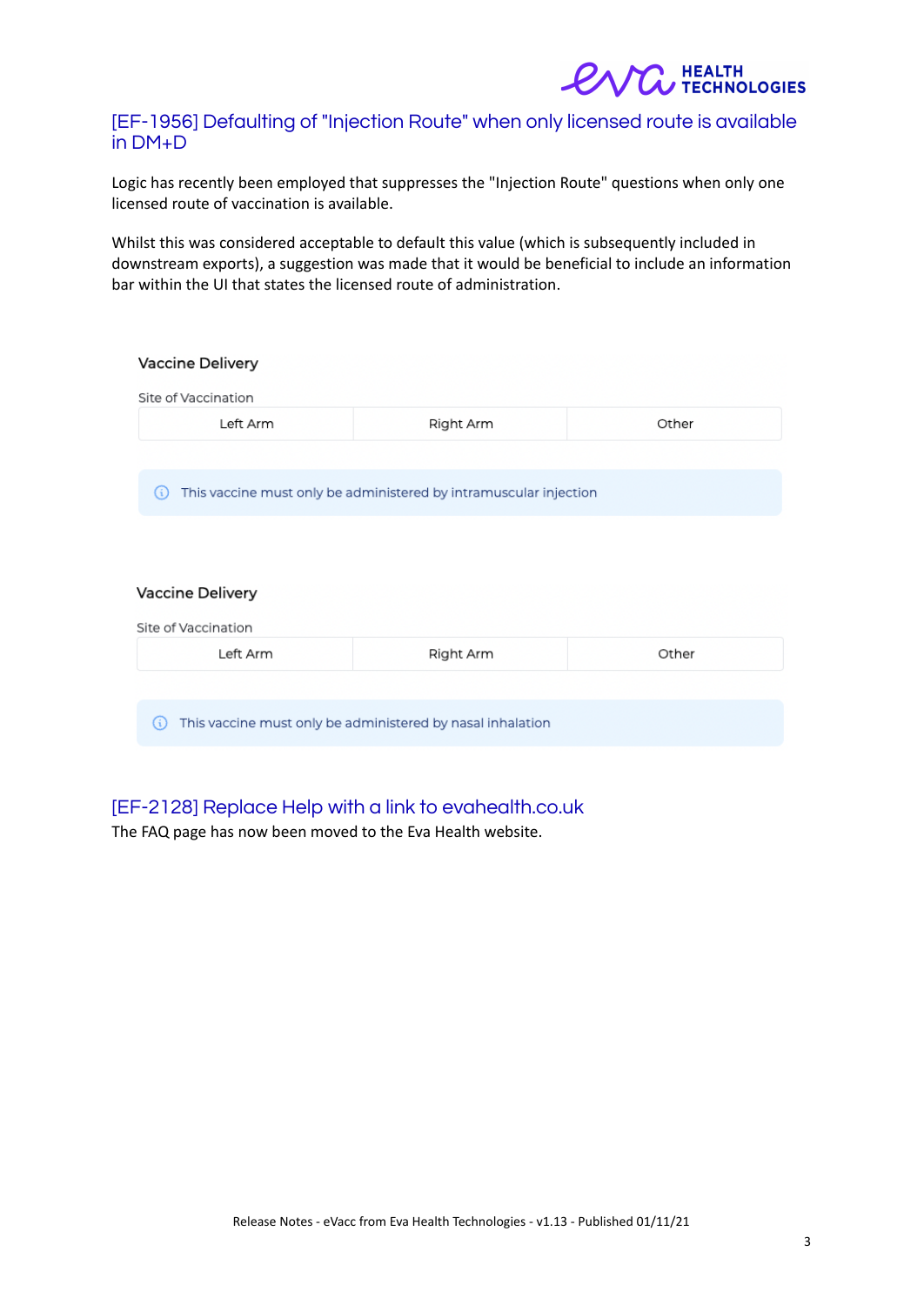## [EF-1956] Defaulting of "Injection Route" when only licensed route is available in DM+D

Logic has recently been employed that suppresses the "Injection Route" questions when only one licensed route of vaccination is available.

Whilst this was considered acceptable to default this value (which is subsequently included in downstream exports), a suggestion was made that it would be beneficial to include an information bar within the UI that states the licensed route of administration.

**Vaccine Delivery**

Site of Vaccination

| Left Arm | Right Arm | Other |
|---|---|---|

ⓘ This vaccine must only be administered by intramuscular injection

**Vaccine Delivery**

Site of Vaccination

| Left Arm | Right Arm | Other |
|---|---|---|

ⓘ This vaccine must only be administered by nasal inhalation

## [EF-2128] Replace Help with a link to evahealth.co.uk

The FAQ page has now been moved to the Eva Health website.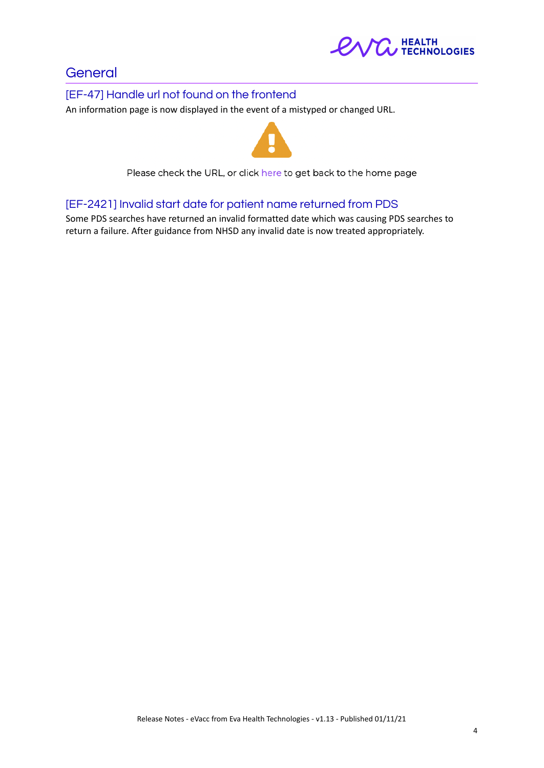## General

### [EF-47] Handle url not found on the frontend

An information page is now displayed in the event of a mistyped or changed URL.

Please check the URL, or click here to get back to the home page

### [EF-2421] Invalid start date for patient name returned from PDS

Some PDS searches have returned an invalid formatted date which was causing PDS searches to return a failure. After guidance from NHSD any invalid date is now treated appropriately.